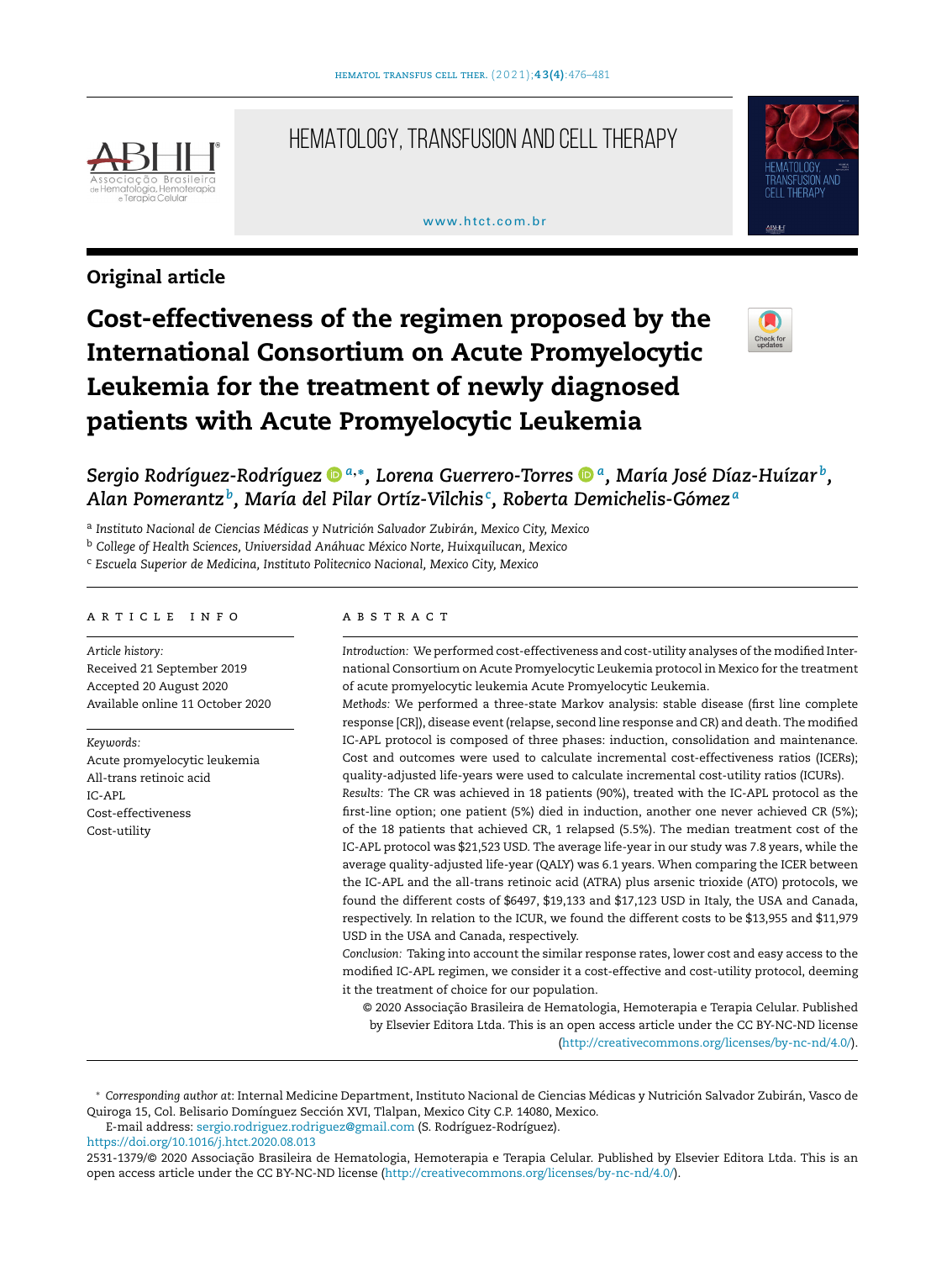Original article

# Cost-effectiveness of the regimen proposed by the International Consortium on Acute Promyelocytic Leukemia for the treatment of newly diagnosed patients with Acute Promyelocytic Leukemia

*Sergio Rodríguez-Rodríguez* [a,*], *Lorena Guerrero-Torres* [a], *María José Díaz-Huízar* [b], *Alan Pomerantz* [b], *María del Pilar Ortíz-Vilchis* [c], *Roberta Demichelis-Gómez* [a]

[a] *Instituto Nacional de Ciencias Médicas y Nutrición Salvador Zubirán, Mexico City, Mexico*
[b] *College of Health Sciences, Universidad Anáhuac México Norte, Huixquilucan, Mexico*
[c] *Escuela Superior de Medicina, Instituto Politecnico Nacional, Mexico City, Mexico*

## ARTICLE INFO

*Article history:*
Received 21 September 2019
Accepted 20 August 2020
Available online 11 October 2020

*Keywords:*
Acute promyelocytic leukemia
All-trans retinoic acid
IC-APL
Cost-effectiveness
Cost-utility

## ABSTRACT

*Introduction:* We performed cost-effectiveness and cost-utility analyses of the modified International Consortium on Acute Promyelocytic Leukemia protocol in Mexico for the treatment of acute promyelocytic leukemia Acute Promyelocytic Leukemia.

*Methods:* We performed a three-state Markov analysis: stable disease (first line complete response [CR]), disease event (relapse, second line response and CR) and death. The modified IC-APL protocol is composed of three phases: induction, consolidation and maintenance. Cost and outcomes were used to calculate incremental cost-effectiveness ratios (ICERs); quality-adjusted life-years were used to calculate incremental cost-utility ratios (ICURs).

*Results:* The CR was achieved in 18 patients (90%), treated with the IC-APL protocol as the first-line option; one patient (5%) died in induction, another one never achieved CR (5%); of the 18 patients that achieved CR, 1 relapsed (5.5%). The median treatment cost of the IC-APL protocol was $21,523 USD. The average life-year in our study was 7.8 years, while the average quality-adjusted life-year (QALY) was 6.1 years. When comparing the ICER between the IC-APL and the all-trans retinoic acid (ATRA) plus arsenic trioxide (ATO) protocols, we found the different costs of $6497, $19,133 and $17,123 USD in Italy, the USA and Canada, respectively. In relation to the ICUR, we found the different costs to be $13,955 and $11,979 USD in the USA and Canada, respectively.

*Conclusion:* Taking into account the similar response rates, lower cost and easy access to the modified IC-APL regimen, we consider it a cost-effective and cost-utility protocol, deeming it the treatment of choice for our population.

© 2020 Associação Brasileira de Hematologia, Hemoterapia e Terapia Celular. Published by Elsevier Editora Ltda. This is an open access article under the CC BY-NC-ND license (http://creativecommons.org/licenses/by-nc-nd/4.0/).

\* *Corresponding author at*: Internal Medicine Department, Instituto Nacional de Ciencias Médicas y Nutrición Salvador Zubirán, Vasco de Quiroga 15, Col. Belisario Domínguez Sección XVI, Tlalpan, Mexico City C.P. 14080, Mexico.
E-mail address: sergio.rodriguez.rodriguez@gmail.com (S. Rodríguez-Rodríguez).
https://doi.org/10.1016/j.htct.2020.08.013
2531-1379/© 2020 Associação Brasileira de Hematologia, Hemoterapia e Terapia Celular. Published by Elsevier Editora Ltda. This is an open access article under the CC BY-NC-ND license (http://creativecommons.org/licenses/by-nc-nd/4.0/).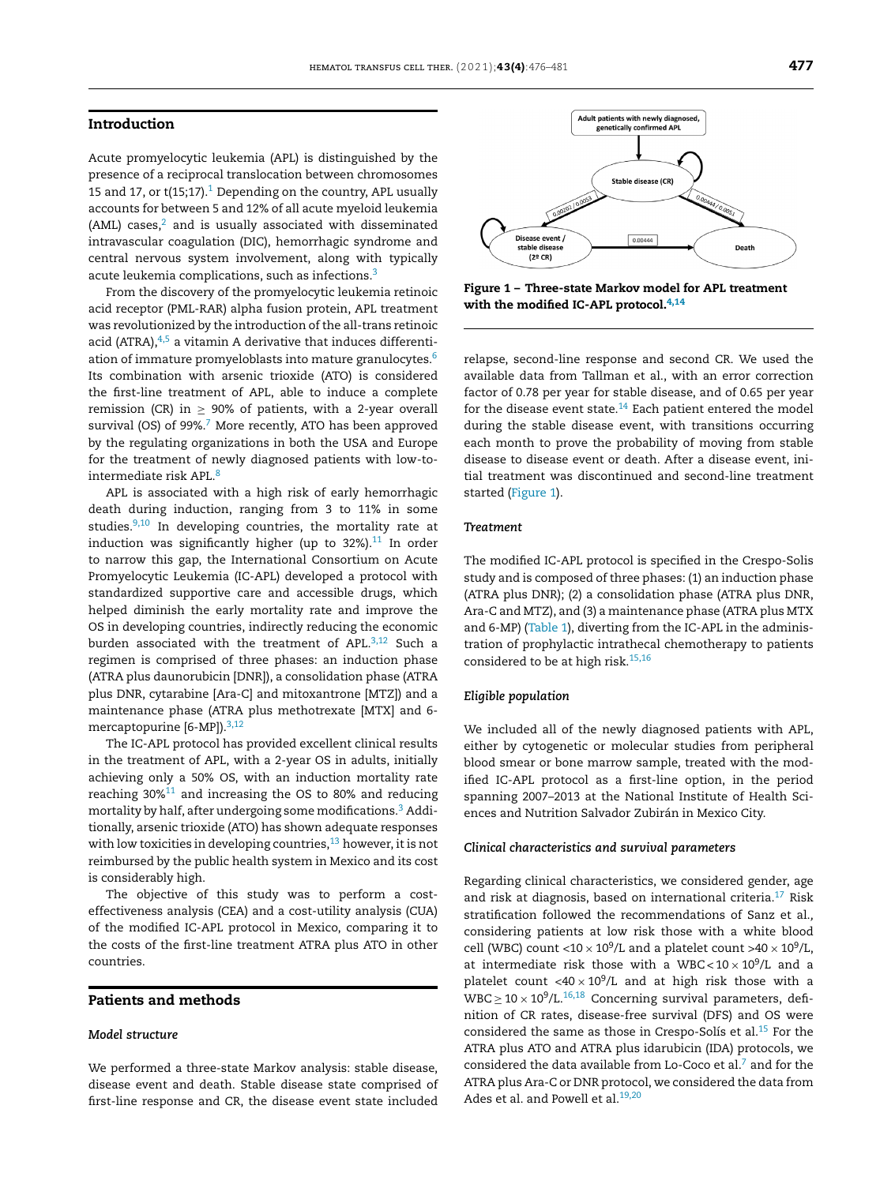## Introduction

Acute promyelocytic leukemia (APL) is distinguished by the presence of a reciprocal translocation between chromosomes 15 and 17, or t(15;17).[1] Depending on the country, APL usually accounts for between 5 and 12% of all acute myeloid leukemia (AML) cases,[2] and is usually associated with disseminated intravascular coagulation (DIC), hemorrhagic syndrome and central nervous system involvement, along with typically acute leukemia complications, such as infections.[3]

From the discovery of the promyelocytic leukemia retinoic acid receptor (PML-RAR) alpha fusion protein, APL treatment was revolutionized by the introduction of the all-trans retinoic acid (ATRA),[4,5] a vitamin A derivative that induces differentiation of immature promyeloblasts into mature granulocytes.[6] Its combination with arsenic trioxide (ATO) is considered the first-line treatment of APL, able to induce a complete remission (CR) in $\geq$ 90% of patients, with a 2-year overall survival (OS) of 99%.[7] More recently, ATO has been approved by the regulating organizations in both the USA and Europe for the treatment of newly diagnosed patients with low-to-intermediate risk APL.[8]

APL is associated with a high risk of early hemorrhagic death during induction, ranging from 3 to 11% in some studies.[9,10] In developing countries, the mortality rate at induction was significantly higher (up to 32%).[11] In order to narrow this gap, the International Consortium on Acute Promyelocytic Leukemia (IC-APL) developed a protocol with standardized supportive care and accessible drugs, which helped diminish the early mortality rate and improve the OS in developing countries, indirectly reducing the economic burden associated with the treatment of APL.[3,12] Such a regimen is comprised of three phases: an induction phase (ATRA plus daunorubicin [DNR]), a consolidation phase (ATRA plus DNR, cytarabine [Ara-C] and mitoxantrone [MTZ]) and a maintenance phase (ATRA plus methotrexate [MTX] and 6-mercaptopurine [6-MP]).[3,12]

The IC-APL protocol has provided excellent clinical results in the treatment of APL, with a 2-year OS in adults, initially achieving only a 50% OS, with an induction mortality rate reaching 30%[11] and increasing the OS to 80% and reducing mortality by half, after undergoing some modifications.[3] Additionally, arsenic trioxide (ATO) has shown adequate responses with low toxicities in developing countries,[13] however, it is not reimbursed by the public health system in Mexico and its cost is considerably high.

The objective of this study was to perform a cost-effectiveness analysis (CEA) and a cost-utility analysis (CUA) of the modified IC-APL protocol in Mexico, comparing it to the costs of the first-line treatment ATRA plus ATO in other countries.

## Patients and methods

### *Model structure*

We performed a three-state Markov analysis: stable disease, disease event and death. Stable disease state comprised of first-line response and CR, the disease event state included relapse, second-line response and second CR. We used the available data from Tallman et al., with an error correction factor of 0.78 per year for stable disease, and of 0.65 per year for the disease event state.[14] Each patient entered the model during the stable disease event, with transitions occurring each month to prove the probability of moving from stable disease to disease event or death. After a disease event, initial treatment was discontinued and second-line treatment started (Figure 1).

**Figure 1 – Three-state Markov model for APL treatment with the modified IC-APL protocol.[4,14]**

### *Treatment*

The modified IC-APL protocol is specified in the Crespo-Solis study and is composed of three phases: (1) an induction phase (ATRA plus DNR); (2) a consolidation phase (ATRA plus DNR, Ara-C and MTZ), and (3) a maintenance phase (ATRA plus MTX and 6-MP) (Table 1), diverting from the IC-APL in the administration of prophylactic intrathecal chemotherapy to patients considered to be at high risk.[15,16]

### *Eligible population*

We included all of the newly diagnosed patients with APL, either by cytogenetic or molecular studies from peripheral blood smear or bone marrow sample, treated with the modified IC-APL protocol as a first-line option, in the period spanning 2007–2013 at the National Institute of Health Sciences and Nutrition Salvador Zubirán in Mexico City.

### *Clinical characteristics and survival parameters*

Regarding clinical characteristics, we considered gender, age and risk at diagnosis, based on international criteria.[17] Risk stratification followed the recommendations of Sanz et al., considering patients at low risk those with a white blood cell (WBC) count $<10 \times 10^9$/L and a platelet count $>40 \times 10^9$/L, at intermediate risk those with a WBC $< 10 \times 10^9$/L and a platelet count $<40 \times 10^9$/L and at high risk those with a WBC $\geq 10 \times 10^9$/L.[16,18] Concerning survival parameters, definition of CR rates, disease-free survival (DFS) and OS were considered the same as those in Crespo-Solís et al.[15] For the ATRA plus ATO and ATRA plus idarubicin (IDA) protocols, we considered the data available from Lo-Coco et al.[7] and for the ATRA plus Ara-C or DNR protocol, we considered the data from Ades et al. and Powell et al.[19,20]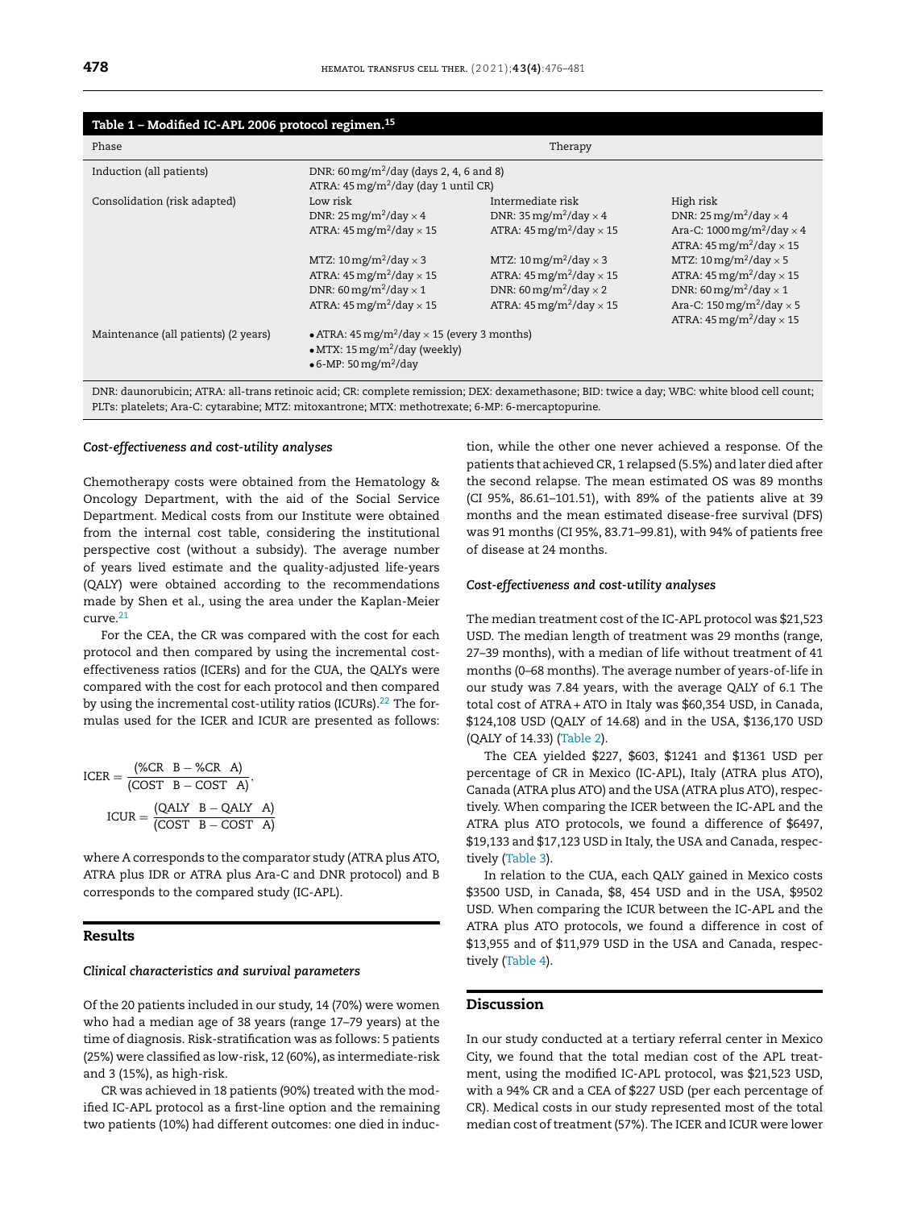**Table 1 – Modified IC-APL 2006 protocol regimen.[15]**

| Phase | Therapy | | |
|---|---|---|---|
| Induction (all patients) | DNR: 60 mg/m$^2$/day (days 2, 4, 6 and 8)<br>ATRA: 45 mg/m$^2$/day (day 1 until CR) | | |
| Consolidation (risk adapted) | Low risk | Intermediate risk | High risk |
| | DNR: 25 mg/m$^2$/day × 4<br>ATRA: 45 mg/m$^2$/day × 15 | DNR: 35 mg/m$^2$/day × 4<br>ATRA: 45 mg/m$^2$/day × 15 | DNR: 25 mg/m$^2$/day × 4<br>Ara-C: 1000 mg/m$^2$/day × 4<br>ATRA: 45 mg/m$^2$/day × 15 |
| | MTZ: 10 mg/m$^2$/day × 3<br>ATRA: 45 mg/m$^2$/day × 15<br>DNR: 60 mg/m$^2$/day × 1<br>ATRA: 45 mg/m$^2$/day × 15 | MTZ: 10 mg/m$^2$/day × 3<br>ATRA: 45 mg/m$^2$/day × 15<br>DNR: 60 mg/m$^2$/day × 2<br>ATRA: 45 mg/m$^2$/day × 15 | MTZ: 10 mg/m$^2$/day × 5<br>ATRA: 45 mg/m$^2$/day × 15<br>DNR: 60 mg/m$^2$/day × 1<br>Ara-C: 150 mg/m$^2$/day × 5<br>ATRA: 45 mg/m$^2$/day × 15 |
| Maintenance (all patients) (2 years) | • ATRA: 45 mg/m$^2$/day × 15 (every 3 months)<br>• MTX: 15 mg/m$^2$/day (weekly)<br>• 6-MP: 50 mg/m$^2$/day | | |

DNR: daunorubicin; ATRA: all-trans retinoic acid; CR: complete remission; DEX: dexamethasone; BID: twice a day; WBC: white blood cell count; PLTs: platelets; Ara-C: cytarabine; MTZ: mitoxantrone; MTX: methotrexate; 6-MP: 6-mercaptopurine.

### *Cost-effectiveness and cost-utility analyses*

Chemotherapy costs were obtained from the Hematology & Oncology Department, with the aid of the Social Service Department. Medical costs from our Institute were obtained from the internal cost table, considering the institutional perspective cost (without a subsidy). The average number of years lived estimate and the quality-adjusted life-years (QALY) were obtained according to the recommendations made by Shen et al., using the area under the Kaplan-Meier curve.[21]

For the CEA, the CR was compared with the cost for each protocol and then compared by using the incremental cost-effectiveness ratios (ICERs) and for the CUA, the QALYs were compared with the cost for each protocol and then compared by using the incremental cost-utility ratios (ICURs).[22] The formulas used for the ICER and ICUR are presented as follows:

$$\text{ICER} = \frac{(\%\text{CR}\ \ \text{B} - \%\text{CR}\ \ \text{A})}{(\text{COST}\ \ \text{B} - \text{COST}\ \ \text{A})},$$

$$\text{ICUR} = \frac{(\text{QALY}\ \ \text{B} - \text{QALY}\ \ \text{A})}{(\text{COST}\ \ \text{B} - \text{COST}\ \ \text{A})}$$

where A corresponds to the comparator study (ATRA plus ATO, ATRA plus IDR or ATRA plus Ara-C and DNR protocol) and B corresponds to the compared study (IC-APL).

## Results

### *Clinical characteristics and survival parameters*

Of the 20 patients included in our study, 14 (70%) were women who had a median age of 38 years (range 17–79 years) at the time of diagnosis. Risk-stratification was as follows: 5 patients (25%) were classified as low-risk, 12 (60%), as intermediate-risk and 3 (15%), as high-risk.

CR was achieved in 18 patients (90%) treated with the modified IC-APL protocol as a first-line option and the remaining two patients (10%) had different outcomes: one died in induction, while the other one never achieved a response. Of the patients that achieved CR, 1 relapsed (5.5%) and later died after the second relapse. The mean estimated OS was 89 months (CI 95%, 86.61–101.51), with 89% of the patients alive at 39 months and the mean estimated disease-free survival (DFS) was 91 months (CI 95%, 83.71–99.81), with 94% of patients free of disease at 24 months.

### *Cost-effectiveness and cost-utility analyses*

The median treatment cost of the IC-APL protocol was $21,523 USD. The median length of treatment was 29 months (range, 27–39 months), with a median of life without treatment of 41 months (0–68 months). The average number of years-of-life in our study was 7.84 years, with the average QALY of 6.1 The total cost of ATRA + ATO in Italy was $60,354 USD, in Canada, $124,108 USD (QALY of 14.68) and in the USA, $136,170 USD (QALY of 14.33) (Table 2).

The CEA yielded $227, $603, $1241 and $1361 USD per percentage of CR in Mexico (IC-APL), Italy (ATRA plus ATO), Canada (ATRA plus ATO) and the USA (ATRA plus ATO), respectively. When comparing the ICER between the IC-APL and the ATRA plus ATO protocols, we found a difference of $6497, $19,133 and $17,123 USD in Italy, the USA and Canada, respectively (Table 3).

In relation to the CUA, each QALY gained in Mexico costs $3500 USD, in Canada, $8, 454 USD and in the USA, $9502 USD. When comparing the ICUR between the IC-APL and the ATRA plus ATO protocols, we found a difference in cost of $13,955 and of $11,979 USD in the USA and Canada, respectively (Table 4).

## Discussion

In our study conducted at a tertiary referral center in Mexico City, we found that the total median cost of the APL treatment, using the modified IC-APL protocol, was $21,523 USD, with a 94% CR and a CEA of $227 USD (per each percentage of CR). Medical costs in our study represented most of the total median cost of treatment (57%). The ICER and ICUR were lower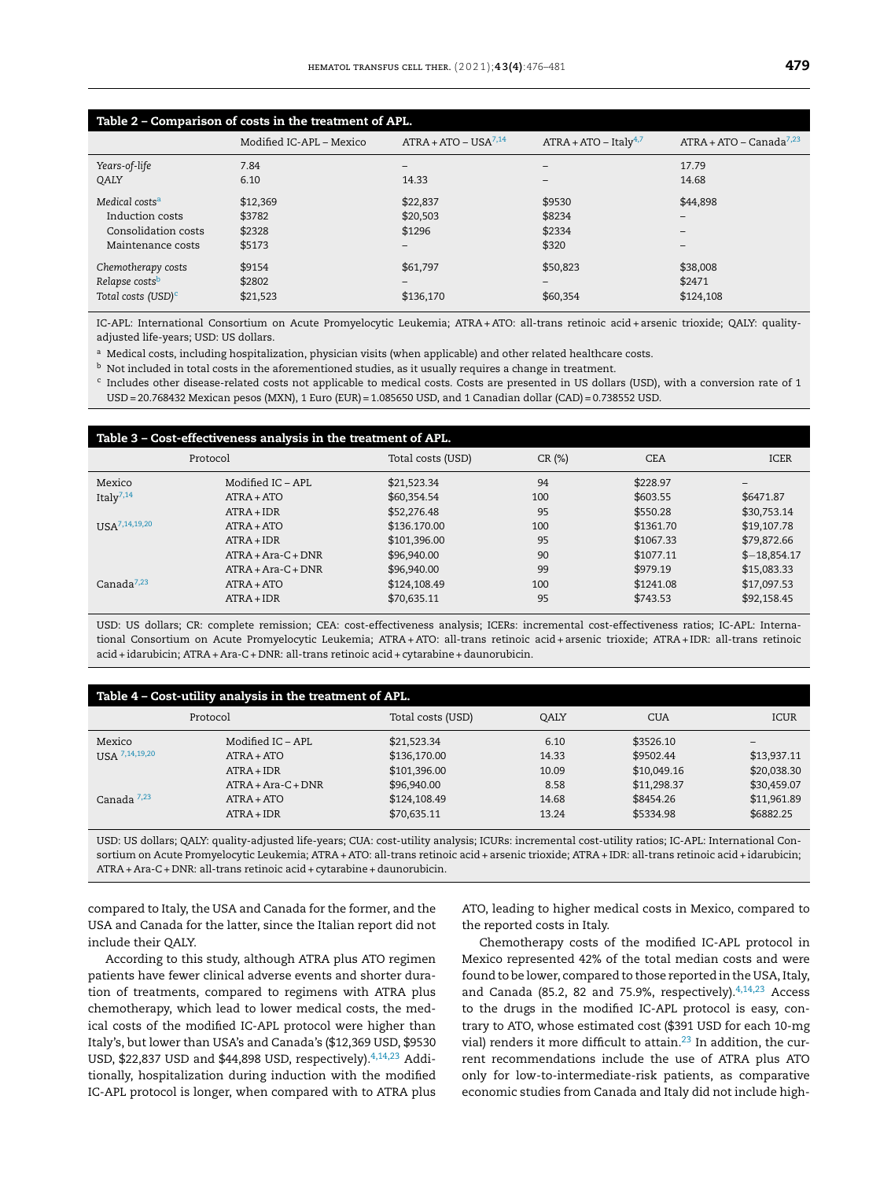**Table 2 – Comparison of costs in the treatment of APL.**

| | Modified IC-APL – Mexico | ATRA + ATO – USA[7,14] | ATRA + ATO – Italy[4,7] | ATRA + ATO – Canada[7,23] |
|---|---|---|---|---|
| *Years-of-life* | 7.84 | – | – | 17.79 |
| *QALY* | 6.10 | 14.33 | – | 14.68 |
| *Medical costs*[a] | $12,369 | $22,837 | $9530 | $44,898 |
| Induction costs | $3782 | $20,503 | $8234 | – |
| Consolidation costs | $2328 | $1296 | $2334 | – |
| Maintenance costs | $5173 | – | $320 | – |
| *Chemotherapy costs* | $9154 | $61,797 | $50,823 | $38,008 |
| *Relapse costs*[b] | $2802 | – | – | $2471 |
| *Total costs (USD)*[c] | $21,523 | $136,170 | $60,354 | $124,108 |

IC-APL: International Consortium on Acute Promyelocytic Leukemia; ATRA + ATO: all-trans retinoic acid + arsenic trioxide; QALY: quality-adjusted life-years; USD: US dollars.

[a] Medical costs, including hospitalization, physician visits (when applicable) and other related healthcare costs.

[b] Not included in total costs in the aforementioned studies, as it usually requires a change in treatment.

[c] Includes other disease-related costs not applicable to medical costs. Costs are presented in US dollars (USD), with a conversion rate of 1 USD = 20.768432 Mexican pesos (MXN), 1 Euro (EUR) = 1.085650 USD, and 1 Canadian dollar (CAD) = 0.738552 USD.

**Table 3 – Cost-effectiveness analysis in the treatment of APL.**

| Protocol | | Total costs (USD) | CR (%) | CEA | ICER |
|---|---|---|---|---|---|
| Mexico | Modified IC – APL | $21,523.34 | 94 | $228.97 | – |
| Italy[7,14] | ATRA + ATO | $60,354.54 | 100 | $603.55 | $6471.87 |
| | ATRA + IDR | $52,276.48 | 95 | $550.28 | $30,753.14 |
| USA[7,14,19,20] | ATRA + ATO | $136.170.00 | 100 | $1361.70 | $19,107.78 |
| | ATRA + IDR | $101,396.00 | 95 | $1067.33 | $79,872.66 |
| | ATRA + Ara-C + DNR | $96,940.00 | 90 | $1077.11 | $−18,854.17 |
| | ATRA + Ara-C + DNR | $96,940.00 | 99 | $979.19 | $15,083.33 |
| Canada[7,23] | ATRA + ATO | $124,108.49 | 100 | $1241.08 | $17,097.53 |
| | ATRA + IDR | $70,635.11 | 95 | $743.53 | $92,158.45 |

USD: US dollars; CR: complete remission; CEA: cost-effectiveness analysis; ICERs: incremental cost-effectiveness ratios; IC-APL: International Consortium on Acute Promyelocytic Leukemia; ATRA + ATO: all-trans retinoic acid + arsenic trioxide; ATRA + IDR: all-trans retinoic acid + idarubicin; ATRA + Ara-C + DNR: all-trans retinoic acid + cytarabine + daunorubicin.

**Table 4 – Cost-utility analysis in the treatment of APL.**

| Protocol | | Total costs (USD) | QALY | CUA | ICUR |
|---|---|---|---|---|---|
| Mexico | Modified IC – APL | $21,523.34 | 6.10 | $3526.10 | – |
| USA[7,14,19,20] | ATRA + ATO | $136,170.00 | 14.33 | $9502.44 | $13,937.11 |
| | ATRA + IDR | $101,396.00 | 10.09 | $10,049.16 | $20,038.30 |
| | ATRA + Ara-C + DNR | $96,940.00 | 8.58 | $11,298.37 | $30,459.07 |
| Canada[7,23] | ATRA + ATO | $124,108.49 | 14.68 | $8454.26 | $11,961.89 |
| | ATRA + IDR | $70,635.11 | 13.24 | $5334.98 | $6882.25 |

USD: US dollars; QALY: quality-adjusted life-years; CUA: cost-utility analysis; ICURs: incremental cost-utility ratios; IC-APL: International Consortium on Acute Promyelocytic Leukemia; ATRA + ATO: all-trans retinoic acid + arsenic trioxide; ATRA + IDR: all-trans retinoic acid + idarubicin; ATRA + Ara-C + DNR: all-trans retinoic acid + cytarabine + daunorubicin.

compared to Italy, the USA and Canada for the former, and the USA and Canada for the latter, since the Italian report did not include their QALY.

According to this study, although ATRA plus ATO regimen patients have fewer clinical adverse events and shorter duration of treatments, compared to regimens with ATRA plus chemotherapy, which lead to lower medical costs, the medical costs of the modified IC-APL protocol were higher than Italy's, but lower than USA's and Canada's ($12,369 USD, $9530 USD, $22,837 USD and $44,898 USD, respectively).[4,14,23] Additionally, hospitalization during induction with the modified IC-APL protocol is longer, when compared with to ATRA plus ATO, leading to higher medical costs in Mexico, compared to the reported costs in Italy.

Chemotherapy costs of the modified IC-APL protocol in Mexico represented 42% of the total median costs and were found to be lower, compared to those reported in the USA, Italy, and Canada (85.2, 82 and 75.9%, respectively).[4,14,23] Access to the drugs in the modified IC-APL protocol is easy, contrary to ATO, whose estimated cost ($391 USD for each 10-mg vial) renders it more difficult to attain.[23] In addition, the current recommendations include the use of ATRA plus ATO only for low-to-intermediate-risk patients, as comparative economic studies from Canada and Italy did not include high-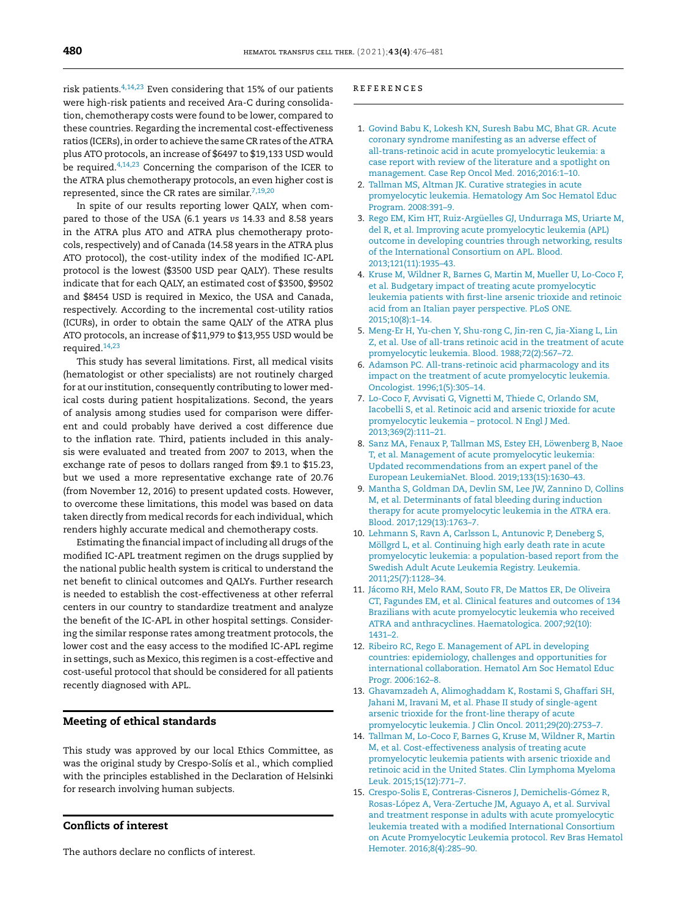risk patients.[4,14,23] Even considering that 15% of our patients were high-risk patients and received Ara-C during consolidation, chemotherapy costs were found to be lower, compared to these countries. Regarding the incremental cost-effectiveness ratios (ICERs), in order to achieve the same CR rates of the ATRA plus ATO protocols, an increase of $6497 to $19,133 USD would be required.[4,14,23] Concerning the comparison of the ICER to the ATRA plus chemotherapy protocols, an even higher cost is represented, since the CR rates are similar.[7,19,20]

In spite of our results reporting lower QALY, when compared to those of the USA (6.1 years *vs* 14.33 and 8.58 years in the ATRA plus ATO and ATRA plus chemotherapy protocols, respectively) and of Canada (14.58 years in the ATRA plus ATO protocol), the cost-utility index of the modified IC-APL protocol is the lowest ($3500 USD pear QALY). These results indicate that for each QALY, an estimated cost of $3500, $9502 and $8454 USD is required in Mexico, the USA and Canada, respectively. According to the incremental cost-utility ratios (ICURs), in order to obtain the same QALY of the ATRA plus ATO protocols, an increase of $11,979 to $13,955 USD would be required.[14,23]

This study has several limitations. First, all medical visits (hematologist or other specialists) are not routinely charged for at our institution, consequently contributing to lower medical costs during patient hospitalizations. Second, the years of analysis among studies used for comparison were different and could probably have derived a cost difference due to the inflation rate. Third, patients included in this analysis were evaluated and treated from 2007 to 2013, when the exchange rate of pesos to dollars ranged from $9.1 to $15.23, but we used a more representative exchange rate of 20.76 (from November 12, 2016) to present updated costs. However, to overcome these limitations, this model was based on data taken directly from medical records for each individual, which renders highly accurate medical and chemotherapy costs.

Estimating the financial impact of including all drugs of the modified IC-APL treatment regimen on the drugs supplied by the national public health system is critical to understand the net benefit to clinical outcomes and QALYs. Further research is needed to establish the cost-effectiveness at other referral centers in our country to standardize treatment and analyze the benefit of the IC-APL in other hospital settings. Considering the similar response rates among treatment protocols, the lower cost and the easy access to the modified IC-APL regime in settings, such as Mexico, this regimen is a cost-effective and cost-useful protocol that should be considered for all patients recently diagnosed with APL.

## Meeting of ethical standards

This study was approved by our local Ethics Committee, as was the original study by Crespo-Solís et al., which complied with the principles established in the Declaration of Helsinki for research involving human subjects.

## Conflicts of interest

The authors declare no conflicts of interest.

## REFERENCES

1. Govind Babu K, Lokesh KN, Suresh Babu MC, Bhat GR. Acute coronary syndrome manifesting as an adverse effect of all-trans-retinoic acid in acute promyelocytic leukemia: a case report with review of the literature and a spotlight on management. Case Rep Oncol Med. 2016;2016:1–10.
2. Tallman MS, Altman JK. Curative strategies in acute promyelocytic leukemia. Hematology Am Soc Hematol Educ Program. 2008:391–9.
3. Rego EM, Kim HT, Ruiz-Argüelles GJ, Undurraga MS, Uriarte M, del R, et al. Improving acute promyelocytic leukemia (APL) outcome in developing countries through networking, results of the International Consortium on APL. Blood. 2013;121(11):1935–43.
4. Kruse M, Wildner R, Barnes G, Martin M, Mueller U, Lo-Coco F, et al. Budgetary impact of treating acute promyelocytic leukemia patients with first-line arsenic trioxide and retinoic acid from an Italian payer perspective. PLoS ONE. 2015;10(8):1–14.
5. Meng-Er H, Yu-chen Y, Shu-rong C, Jin-ren C, Jia-Xiang L, Lin Z, et al. Use of all-trans retinoic acid in the treatment of acute promyelocytic leukemia. Blood. 1988;72(2):567–72.
6. Adamson PC. All-trans-retinoic acid pharmacology and its impact on the treatment of acute promyelocytic leukemia. Oncologist. 1996;1(5):305–14.
7. Lo-Coco F, Avvisati G, Vignetti M, Thiede C, Orlando SM, Iacobelli S, et al. Retinoic acid and arsenic trioxide for acute promyelocytic leukemia – protocol. N Engl J Med. 2013;369(2):111–21.
8. Sanz MA, Fenaux P, Tallman MS, Estey EH, Löwenberg B, Naoe T, et al. Management of acute promyelocytic leukemia: Updated recommendations from an expert panel of the European LeukemiaNet. Blood. 2019;133(15):1630–43.
9. Mantha S, Goldman DA, Devlin SM, Lee JW, Zannino D, Collins M, et al. Determinants of fatal bleeding during induction therapy for acute promyelocytic leukemia in the ATRA era. Blood. 2017;129(13):1763–7.
10. Lehmann S, Ravn A, Carlsson L, Antunovic P, Deneberg S, Möllgrd L, et al. Continuing high early death rate in acute promyelocytic leukemia: a population-based report from the Swedish Adult Acute Leukemia Registry. Leukemia. 2011;25(7):1128–34.
11. Jácomo RH, Melo RAM, Souto FR, De Mattos ER, De Oliveira CT, Fagundes EM, et al. Clinical features and outcomes of 134 Brazilians with acute promyelocytic leukemia who received ATRA and anthracyclines. Haematologica. 2007;92(10):1431–2.
12. Ribeiro RC, Rego E. Management of APL in developing countries: epidemiology, challenges and opportunities for international collaboration. Hematol Am Soc Hematol Educ Progr. 2006:162–8.
13. Ghavamzadeh A, Alimoghaddam K, Rostami S, Ghaffari SH, Jahani M, Iravani M, et al. Phase II study of single-agent arsenic trioxide for the front-line therapy of acute promyelocytic leukemia. J Clin Oncol. 2011;29(20):2753–7.
14. Tallman M, Lo-Coco F, Barnes G, Kruse M, Wildner R, Martin M, et al. Cost-effectiveness analysis of treating acute promyelocytic leukemia patients with arsenic trioxide and retinoic acid in the United States. Clin Lymphoma Myeloma Leuk. 2015;15(12):771–7.
15. Crespo-Solis E, Contreras-Cisneros J, Demichelis-Gómez R, Rosas-López A, Vera-Zertuche JM, Aguayo A, et al. Survival and treatment response in adults with acute promyelocytic leukemia treated with a modified International Consortium on Acute Promyelocytic Leukemia protocol. Rev Bras Hematol Hemoter. 2016;8(4):285–90.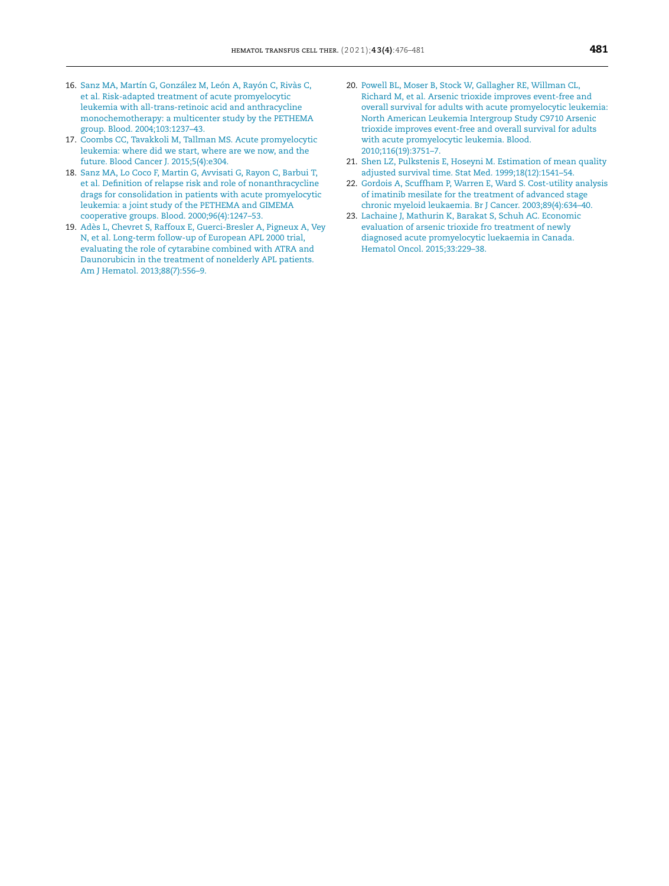16. Sanz MA, Martín G, González M, León A, Rayón C, Rivàs C, et al. Risk-adapted treatment of acute promyelocytic leukemia with all-trans-retinoic acid and anthracycline monochemotherapy: a multicenter study by the PETHEMA group. Blood. 2004;103:1237–43.
17. Coombs CC, Tavakkoli M, Tallman MS. Acute promyelocytic leukemia: where did we start, where are we now, and the future. Blood Cancer J. 2015;5(4):e304.
18. Sanz MA, Lo Coco F, Martin G, Avvisati G, Rayon C, Barbui T, et al. Definition of relapse risk and role of nonanthracycline drags for consolidation in patients with acute promyelocytic leukemia: a joint study of the PETHEMA and GIMEMA cooperative groups. Blood. 2000;96(4):1247–53.
19. Adès L, Chevret S, Raffoux E, Guerci-Bresler A, Pigneux A, Vey N, et al. Long-term follow-up of European APL 2000 trial, evaluating the role of cytarabine combined with ATRA and Daunorubicin in the treatment of nonelderly APL patients. Am J Hematol. 2013;88(7):556–9.
20. Powell BL, Moser B, Stock W, Gallagher RE, Willman CL, Richard M, et al. Arsenic trioxide improves event-free and overall survival for adults with acute promyelocytic leukemia: North American Leukemia Intergroup Study C9710 Arsenic trioxide improves event-free and overall survival for adults with acute promyelocytic leukemia. Blood. 2010;116(19):3751–7.
21. Shen LZ, Pulkstenis E, Hoseyni M. Estimation of mean quality adjusted survival time. Stat Med. 1999;18(12):1541–54.
22. Gordois A, Scuffham P, Warren E, Ward S. Cost-utility analysis of imatinib mesilate for the treatment of advanced stage chronic myeloid leukaemia. Br J Cancer. 2003;89(4):634–40.
23. Lachaine J, Mathurin K, Barakat S, Schuh AC. Economic evaluation of arsenic trioxide fro treatment of newly diagnosed acute promyelocytic luekaemia in Canada. Hematol Oncol. 2015;33:229–38.